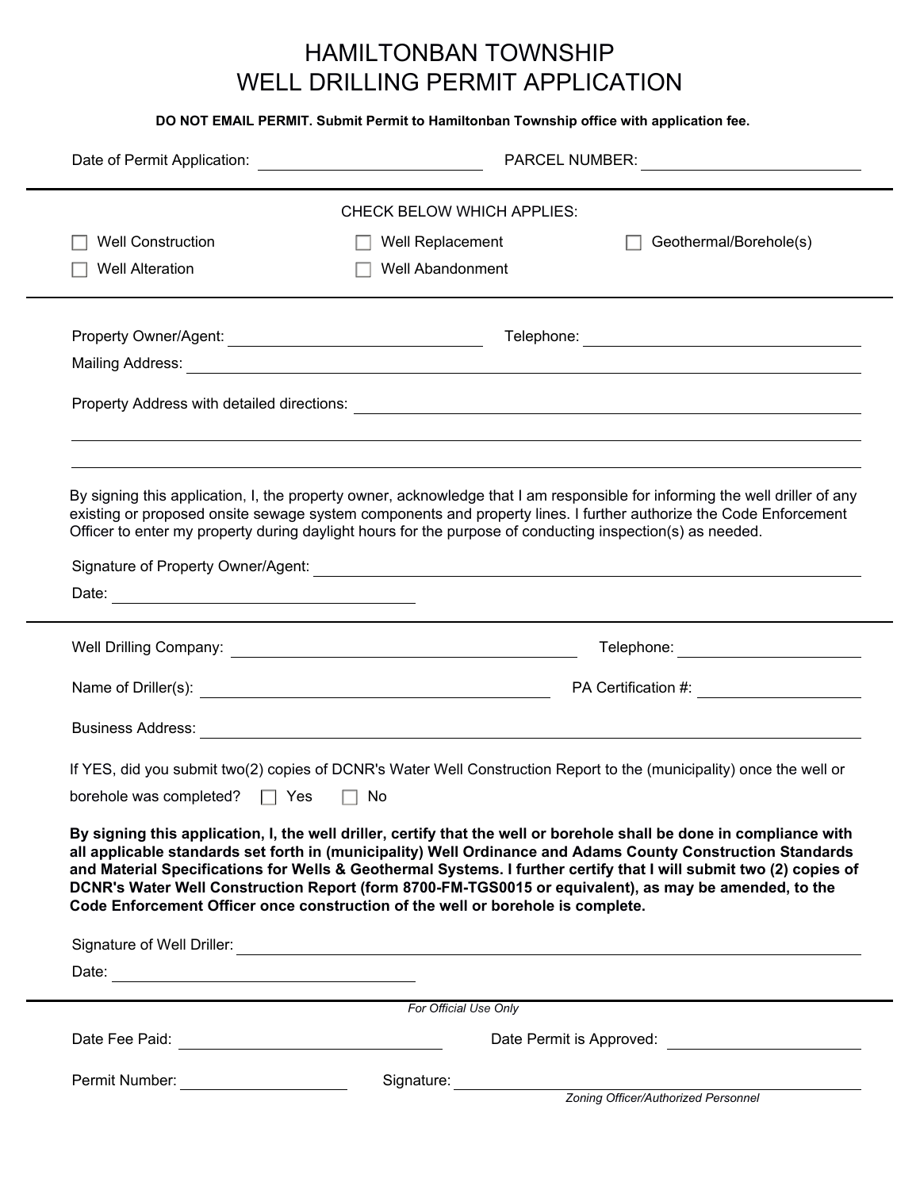# HAMILTONBAN TOWNSHIP
# WELL DRILLING PERMIT APPLICATION

**DO NOT EMAIL PERMIT. Submit Permit to Hamiltonban Township office with application fee.**

Date of Permit Application: ____________________ PARCEL NUMBER: ____________________

---

CHECK BELOW WHICH APPLIES:

- ☐ Well Construction
- ☐ Well Replacement
- ☐ Geothermal/Borehole(s)
- ☐ Well Alteration
- ☐ Well Abandonment

---

Property Owner/Agent: ____________________ Telephone: ____________________

Mailing Address: ________________________________________

Property Address with detailed directions: ________________________________________

________________________________________

________________________________________

By signing this application, I, the property owner, acknowledge that I am responsible for informing the well driller of any existing or proposed onsite sewage system components and property lines. I further authorize the Code Enforcement Officer to enter my property during daylight hours for the purpose of conducting inspection(s) as needed.

Signature of Property Owner/Agent: ________________________________________

Date: ____________________

---

Well Drilling Company: ____________________ Telephone: ____________________

Name of Driller(s): ____________________ PA Certification #: ____________________

Business Address: ________________________________________

If YES, did you submit two(2) copies of DCNR's Water Well Construction Report to the (municipality) once the well or borehole was completed? ☐ Yes ☐ No

**By signing this application, I, the well driller, certify that the well or borehole shall be done in compliance with all applicable standards set forth in (municipality) Well Ordinance and Adams County Construction Standards and Material Specifications for Wells & Geothermal Systems. I further certify that I will submit two (2) copies of DCNR's Water Well Construction Report (form 8700-FM-TGS0015 or equivalent), as may be amended, to the Code Enforcement Officer once construction of the well or borehole is complete.**

Signature of Well Driller: ________________________________________

Date: ____________________

---

*For Official Use Only*

Date Fee Paid: ____________________ Date Permit is Approved: ____________________

Permit Number: ____________________ Signature: ____________________

*Zoning Officer/Authorized Personnel*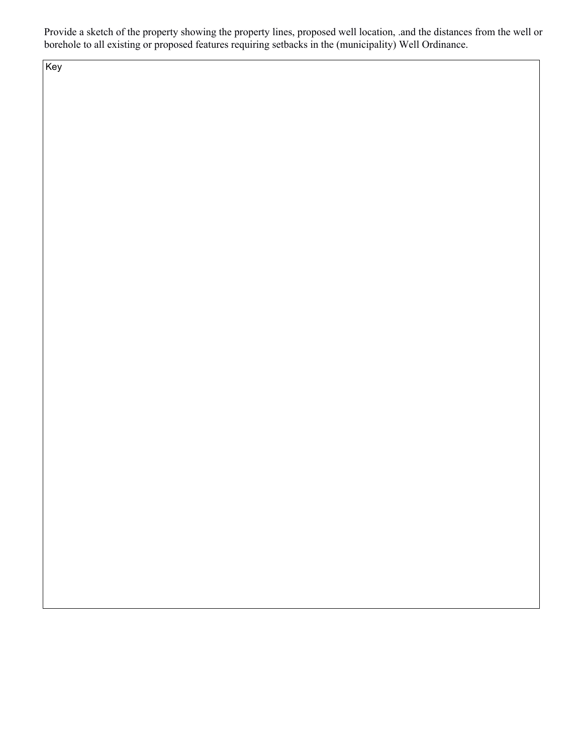Provide a sketch of the property showing the property lines, proposed well location, .and the distances from the well or borehole to all existing or proposed features requiring setbacks in the (municipality) Well Ordinance.

Key